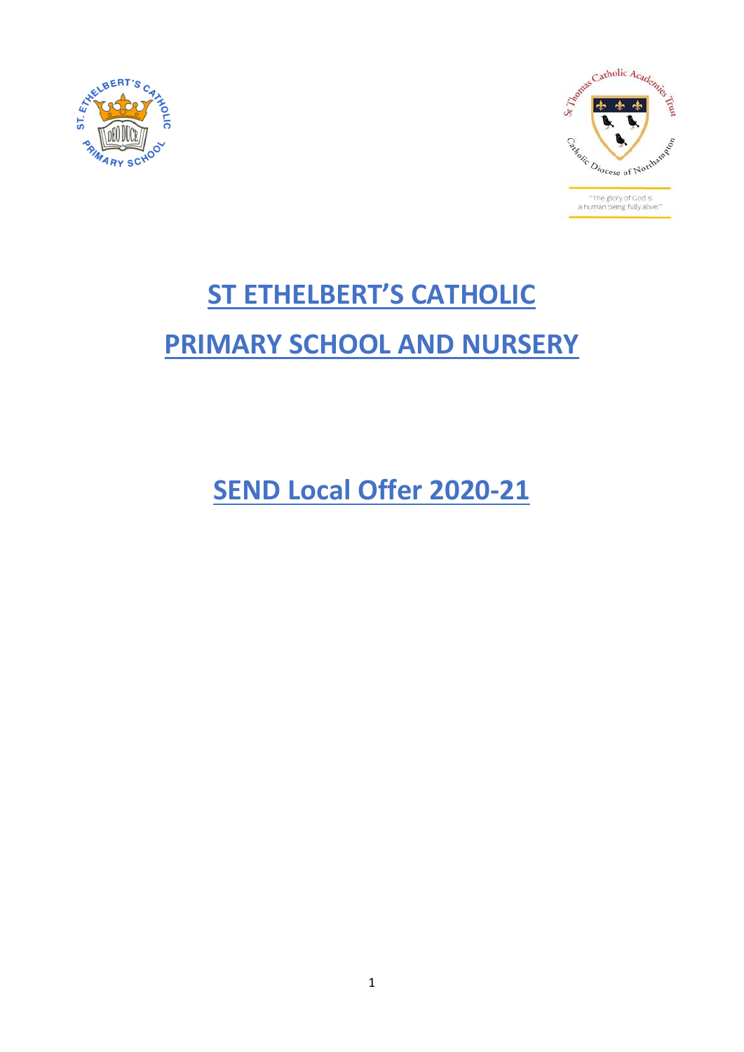# ST ETHELBERT'S CATHOLIC PRIMARY SCHOOL AND NURSERY

## SEND Local Offer 2020-21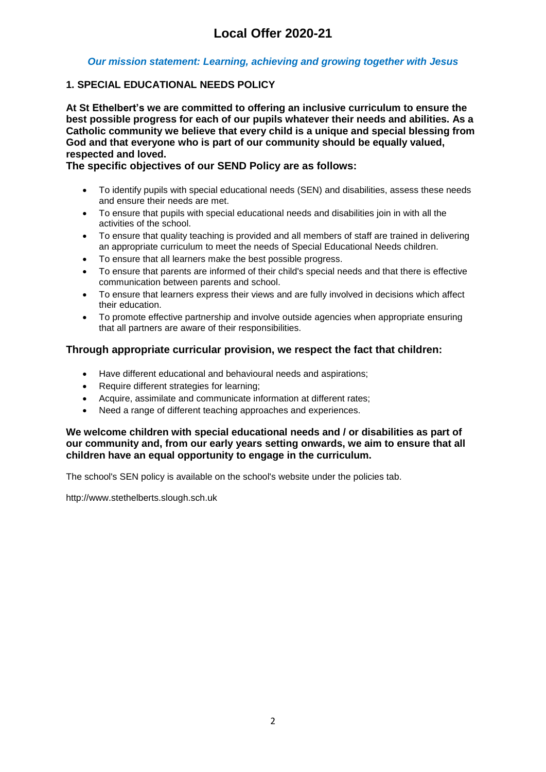# Local Offer 2020-21

***Our mission statement: Learning, achieving and growing together with Jesus***

## 1. SPECIAL EDUCATIONAL NEEDS POLICY

**At St Ethelbert's we are committed to offering an inclusive curriculum to ensure the best possible progress for each of our pupils whatever their needs and abilities. As a Catholic community we believe that every child is a unique and special blessing from God and that everyone who is part of our community should be equally valued, respected and loved.**

**The specific objectives of our SEND Policy are as follows:**

- To identify pupils with special educational needs (SEN) and disabilities, assess these needs and ensure their needs are met.
- To ensure that pupils with special educational needs and disabilities join in with all the activities of the school.
- To ensure that quality teaching is provided and all members of staff are trained in delivering an appropriate curriculum to meet the needs of Special Educational Needs children.
- To ensure that all learners make the best possible progress.
- To ensure that parents are informed of their child's special needs and that there is effective communication between parents and school.
- To ensure that learners express their views and are fully involved in decisions which affect their education.
- To promote effective partnership and involve outside agencies when appropriate ensuring that all partners are aware of their responsibilities.

### Through appropriate curricular provision, we respect the fact that children:

- Have different educational and behavioural needs and aspirations;
- Require different strategies for learning;
- Acquire, assimilate and communicate information at different rates;
- Need a range of different teaching approaches and experiences.

**We welcome children with special educational needs and / or disabilities as part of our community and, from our early years setting onwards, we aim to ensure that all children have an equal opportunity to engage in the curriculum.**

The school's SEN policy is available on the school's website under the policies tab.

http://www.stethelberts.slough.sch.uk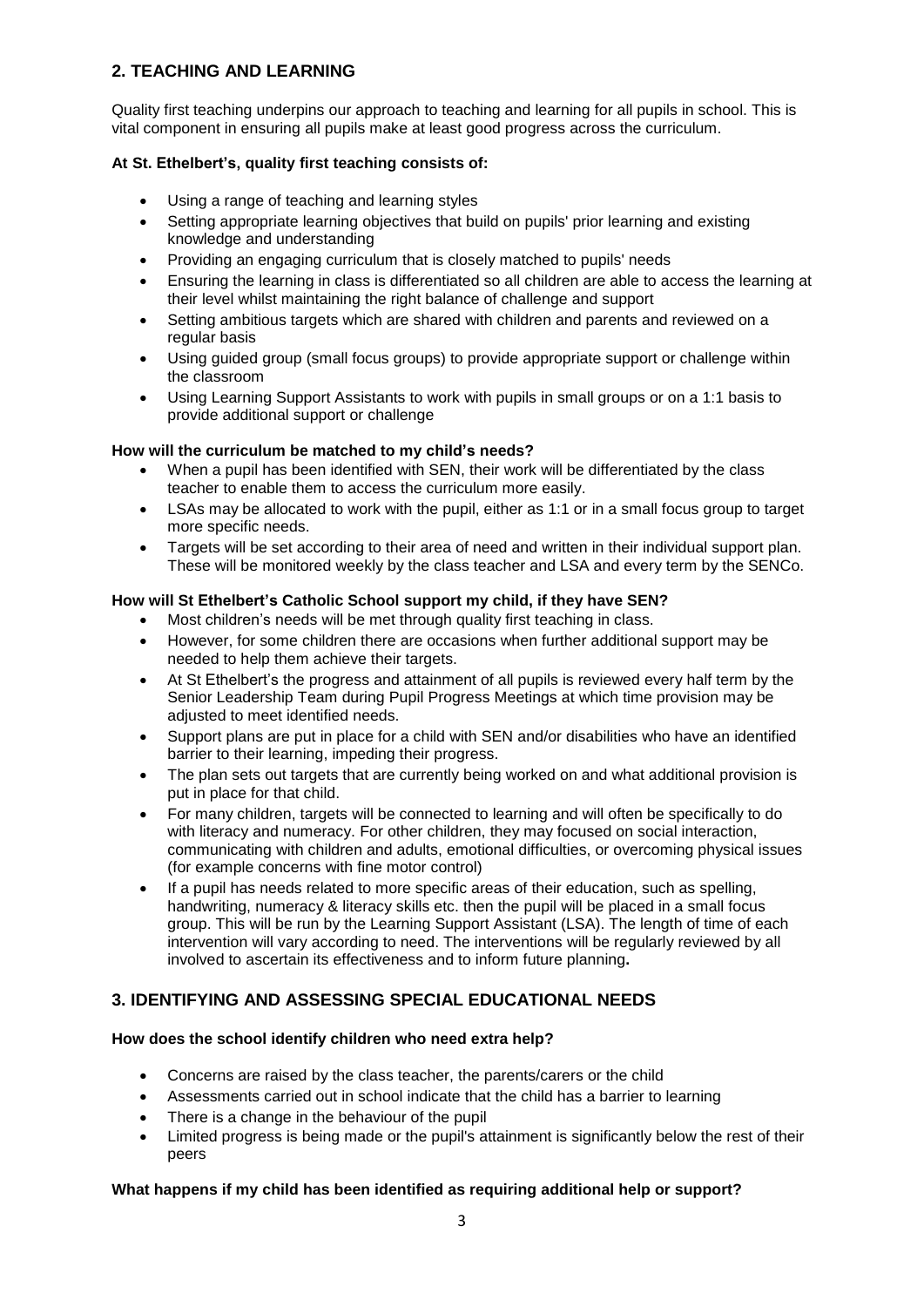## 2. TEACHING AND LEARNING

Quality first teaching underpins our approach to teaching and learning for all pupils in school. This is vital component in ensuring all pupils make at least good progress across the curriculum.

**At St. Ethelbert's, quality first teaching consists of:**

- Using a range of teaching and learning styles
- Setting appropriate learning objectives that build on pupils' prior learning and existing knowledge and understanding
- Providing an engaging curriculum that is closely matched to pupils' needs
- Ensuring the learning in class is differentiated so all children are able to access the learning at their level whilst maintaining the right balance of challenge and support
- Setting ambitious targets which are shared with children and parents and reviewed on a regular basis
- Using guided group (small focus groups) to provide appropriate support or challenge within the classroom
- Using Learning Support Assistants to work with pupils in small groups or on a 1:1 basis to provide additional support or challenge

**How will the curriculum be matched to my child's needs?**

- When a pupil has been identified with SEN, their work will be differentiated by the class teacher to enable them to access the curriculum more easily.
- LSAs may be allocated to work with the pupil, either as 1:1 or in a small focus group to target more specific needs.
- Targets will be set according to their area of need and written in their individual support plan. These will be monitored weekly by the class teacher and LSA and every term by the SENCo.

**How will St Ethelbert's Catholic School support my child, if they have SEN?**

- Most children's needs will be met through quality first teaching in class.
- However, for some children there are occasions when further additional support may be needed to help them achieve their targets.
- At St Ethelbert's the progress and attainment of all pupils is reviewed every half term by the Senior Leadership Team during Pupil Progress Meetings at which time provision may be adjusted to meet identified needs.
- Support plans are put in place for a child with SEN and/or disabilities who have an identified barrier to their learning, impeding their progress.
- The plan sets out targets that are currently being worked on and what additional provision is put in place for that child.
- For many children, targets will be connected to learning and will often be specifically to do with literacy and numeracy. For other children, they may focused on social interaction, communicating with children and adults, emotional difficulties, or overcoming physical issues (for example concerns with fine motor control)
- If a pupil has needs related to more specific areas of their education, such as spelling, handwriting, numeracy & literacy skills etc. then the pupil will be placed in a small focus group. This will be run by the Learning Support Assistant (LSA). The length of time of each intervention will vary according to need. The interventions will be regularly reviewed by all involved to ascertain its effectiveness and to inform future planning**.**

## 3. IDENTIFYING AND ASSESSING SPECIAL EDUCATIONAL NEEDS

**How does the school identify children who need extra help?**

- Concerns are raised by the class teacher, the parents/carers or the child
- Assessments carried out in school indicate that the child has a barrier to learning
- There is a change in the behaviour of the pupil
- Limited progress is being made or the pupil's attainment is significantly below the rest of their peers

**What happens if my child has been identified as requiring additional help or support?**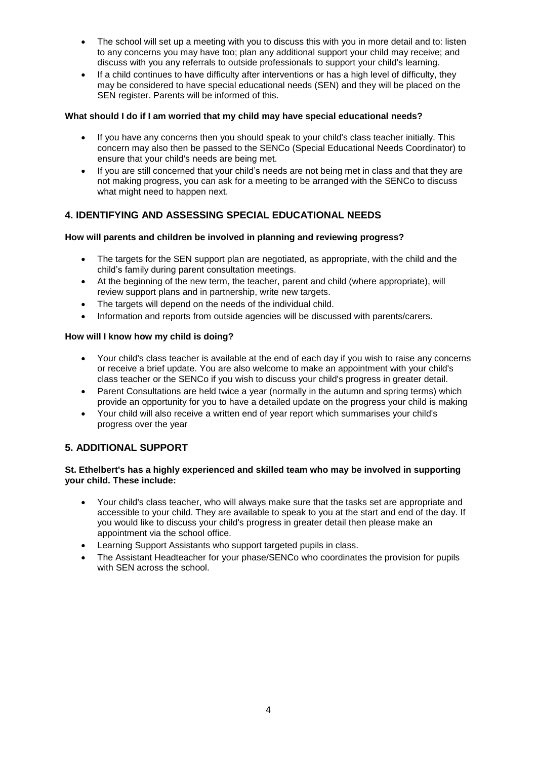- The school will set up a meeting with you to discuss this with you in more detail and to: listen to any concerns you may have too; plan any additional support your child may receive; and discuss with you any referrals to outside professionals to support your child's learning.
- If a child continues to have difficulty after interventions or has a high level of difficulty, they may be considered to have special educational needs (SEN) and they will be placed on the SEN register. Parents will be informed of this.

**What should I do if I am worried that my child may have special educational needs?**

- If you have any concerns then you should speak to your child's class teacher initially. This concern may also then be passed to the SENCo (Special Educational Needs Coordinator) to ensure that your child's needs are being met.
- If you are still concerned that your child's needs are not being met in class and that they are not making progress, you can ask for a meeting to be arranged with the SENCo to discuss what might need to happen next.

## 4. IDENTIFYING AND ASSESSING SPECIAL EDUCATIONAL NEEDS

**How will parents and children be involved in planning and reviewing progress?**

- The targets for the SEN support plan are negotiated, as appropriate, with the child and the child's family during parent consultation meetings.
- At the beginning of the new term, the teacher, parent and child (where appropriate), will review support plans and in partnership, write new targets.
- The targets will depend on the needs of the individual child.
- Information and reports from outside agencies will be discussed with parents/carers.

**How will I know how my child is doing?**

- Your child's class teacher is available at the end of each day if you wish to raise any concerns or receive a brief update. You are also welcome to make an appointment with your child's class teacher or the SENCo if you wish to discuss your child's progress in greater detail.
- Parent Consultations are held twice a year (normally in the autumn and spring terms) which provide an opportunity for you to have a detailed update on the progress your child is making
- Your child will also receive a written end of year report which summarises your child's progress over the year

## 5. ADDITIONAL SUPPORT

**St. Ethelbert's has a highly experienced and skilled team who may be involved in supporting your child. These include:**

- Your child's class teacher, who will always make sure that the tasks set are appropriate and accessible to your child. They are available to speak to you at the start and end of the day. If you would like to discuss your child's progress in greater detail then please make an appointment via the school office.
- Learning Support Assistants who support targeted pupils in class.
- The Assistant Headteacher for your phase/SENCo who coordinates the provision for pupils with SEN across the school.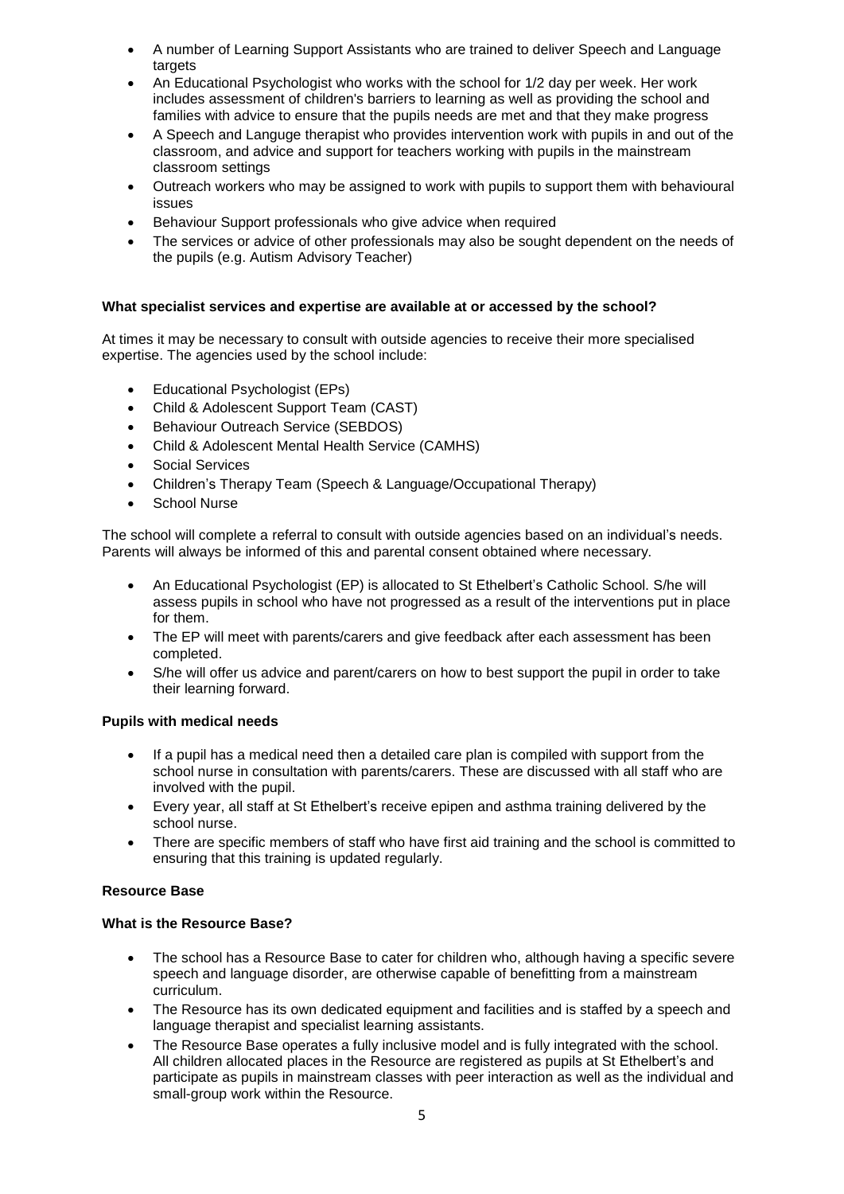- A number of Learning Support Assistants who are trained to deliver Speech and Language targets
- An Educational Psychologist who works with the school for 1/2 day per week. Her work includes assessment of children's barriers to learning as well as providing the school and families with advice to ensure that the pupils needs are met and that they make progress
- A Speech and Languge therapist who provides intervention work with pupils in and out of the classroom, and advice and support for teachers working with pupils in the mainstream classroom settings
- Outreach workers who may be assigned to work with pupils to support them with behavioural issues
- Behaviour Support professionals who give advice when required
- The services or advice of other professionals may also be sought dependent on the needs of the pupils (e.g. Autism Advisory Teacher)

**What specialist services and expertise are available at or accessed by the school?**

At times it may be necessary to consult with outside agencies to receive their more specialised expertise. The agencies used by the school include:

- Educational Psychologist (EPs)
- Child & Adolescent Support Team (CAST)
- Behaviour Outreach Service (SEBDOS)
- Child & Adolescent Mental Health Service (CAMHS)
- Social Services
- Children's Therapy Team (Speech & Language/Occupational Therapy)
- School Nurse

The school will complete a referral to consult with outside agencies based on an individual's needs. Parents will always be informed of this and parental consent obtained where necessary.

- An Educational Psychologist (EP) is allocated to St Ethelbert's Catholic School. S/he will assess pupils in school who have not progressed as a result of the interventions put in place for them.
- The EP will meet with parents/carers and give feedback after each assessment has been completed.
- S/he will offer us advice and parent/carers on how to best support the pupil in order to take their learning forward.

**Pupils with medical needs**

- If a pupil has a medical need then a detailed care plan is compiled with support from the school nurse in consultation with parents/carers. These are discussed with all staff who are involved with the pupil.
- Every year, all staff at St Ethelbert's receive epipen and asthma training delivered by the school nurse.
- There are specific members of staff who have first aid training and the school is committed to ensuring that this training is updated regularly.

**Resource Base**

**What is the Resource Base?**

- The school has a Resource Base to cater for children who, although having a specific severe speech and language disorder, are otherwise capable of benefitting from a mainstream curriculum.
- The Resource has its own dedicated equipment and facilities and is staffed by a speech and language therapist and specialist learning assistants.
- The Resource Base operates a fully inclusive model and is fully integrated with the school. All children allocated places in the Resource are registered as pupils at St Ethelbert's and participate as pupils in mainstream classes with peer interaction as well as the individual and small-group work within the Resource.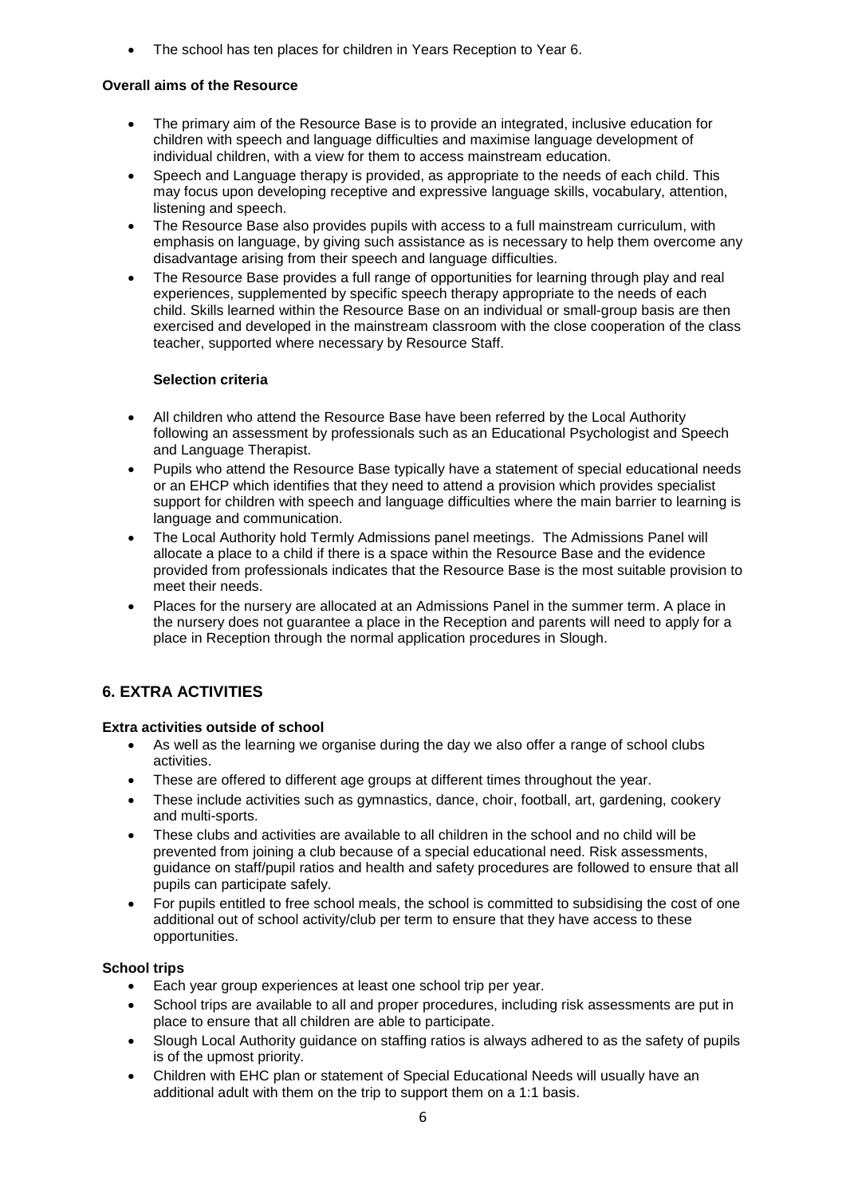- The school has ten places for children in Years Reception to Year 6.

**Overall aims of the Resource**

- The primary aim of the Resource Base is to provide an integrated, inclusive education for children with speech and language difficulties and maximise language development of individual children, with a view for them to access mainstream education.
- Speech and Language therapy is provided, as appropriate to the needs of each child. This may focus upon developing receptive and expressive language skills, vocabulary, attention, listening and speech.
- The Resource Base also provides pupils with access to a full mainstream curriculum, with emphasis on language, by giving such assistance as is necessary to help them overcome any disadvantage arising from their speech and language difficulties.
- The Resource Base provides a full range of opportunities for learning through play and real experiences, supplemented by specific speech therapy appropriate to the needs of each child. Skills learned within the Resource Base on an individual or small-group basis are then exercised and developed in the mainstream classroom with the close cooperation of the class teacher, supported where necessary by Resource Staff.

**Selection criteria**

- All children who attend the Resource Base have been referred by the Local Authority following an assessment by professionals such as an Educational Psychologist and Speech and Language Therapist.
- Pupils who attend the Resource Base typically have a statement of special educational needs or an EHCP which identifies that they need to attend a provision which provides specialist support for children with speech and language difficulties where the main barrier to learning is language and communication.
- The Local Authority hold Termly Admissions panel meetings. The Admissions Panel will allocate a place to a child if there is a space within the Resource Base and the evidence provided from professionals indicates that the Resource Base is the most suitable provision to meet their needs.
- Places for the nursery are allocated at an Admissions Panel in the summer term. A place in the nursery does not guarantee a place in the Reception and parents will need to apply for a place in Reception through the normal application procedures in Slough.

## 6. EXTRA ACTIVITIES

**Extra activities outside of school**

- As well as the learning we organise during the day we also offer a range of school clubs activities.
- These are offered to different age groups at different times throughout the year.
- These include activities such as gymnastics, dance, choir, football, art, gardening, cookery and multi-sports.
- These clubs and activities are available to all children in the school and no child will be prevented from joining a club because of a special educational need. Risk assessments, guidance on staff/pupil ratios and health and safety procedures are followed to ensure that all pupils can participate safely.
- For pupils entitled to free school meals, the school is committed to subsidising the cost of one additional out of school activity/club per term to ensure that they have access to these opportunities.

**School trips**

- Each year group experiences at least one school trip per year.
- School trips are available to all and proper procedures, including risk assessments are put in place to ensure that all children are able to participate.
- Slough Local Authority guidance on staffing ratios is always adhered to as the safety of pupils is of the upmost priority.
- Children with EHC plan or statement of Special Educational Needs will usually have an additional adult with them on the trip to support them on a 1:1 basis.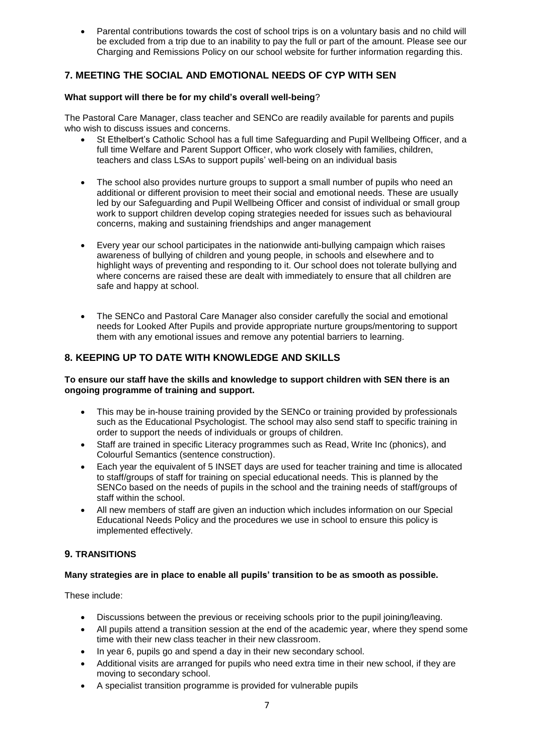- Parental contributions towards the cost of school trips is on a voluntary basis and no child will be excluded from a trip due to an inability to pay the full or part of the amount. Please see our Charging and Remissions Policy on our school website for further information regarding this.

## 7. MEETING THE SOCIAL AND EMOTIONAL NEEDS OF CYP WITH SEN

**What support will there be for my child's overall well-being**?

The Pastoral Care Manager, class teacher and SENCo are readily available for parents and pupils who wish to discuss issues and concerns.

- St Ethelbert's Catholic School has a full time Safeguarding and Pupil Wellbeing Officer, and a full time Welfare and Parent Support Officer, who work closely with families, children, teachers and class LSAs to support pupils' well-being on an individual basis

- The school also provides nurture groups to support a small number of pupils who need an additional or different provision to meet their social and emotional needs. These are usually led by our Safeguarding and Pupil Wellbeing Officer and consist of individual or small group work to support children develop coping strategies needed for issues such as behavioural concerns, making and sustaining friendships and anger management

- Every year our school participates in the nationwide anti-bullying campaign which raises awareness of bullying of children and young people, in schools and elsewhere and to highlight ways of preventing and responding to it. Our school does not tolerate bullying and where concerns are raised these are dealt with immediately to ensure that all children are safe and happy at school.

- The SENCo and Pastoral Care Manager also consider carefully the social and emotional needs for Looked After Pupils and provide appropriate nurture groups/mentoring to support them with any emotional issues and remove any potential barriers to learning.

## 8. KEEPING UP TO DATE WITH KNOWLEDGE AND SKILLS

**To ensure our staff have the skills and knowledge to support children with SEN there is an ongoing programme of training and support.**

- This may be in-house training provided by the SENCo or training provided by professionals such as the Educational Psychologist. The school may also send staff to specific training in order to support the needs of individuals or groups of children.
- Staff are trained in specific Literacy programmes such as Read, Write Inc (phonics), and Colourful Semantics (sentence construction).
- Each year the equivalent of 5 INSET days are used for teacher training and time is allocated to staff/groups of staff for training on special educational needs. This is planned by the SENCo based on the needs of pupils in the school and the training needs of staff/groups of staff within the school.
- All new members of staff are given an induction which includes information on our Special Educational Needs Policy and the procedures we use in school to ensure this policy is implemented effectively.

## 9. TRANSITIONS

**Many strategies are in place to enable all pupils' transition to be as smooth as possible.**

These include:

- Discussions between the previous or receiving schools prior to the pupil joining/leaving.
- All pupils attend a transition session at the end of the academic year, where they spend some time with their new class teacher in their new classroom.
- In year 6, pupils go and spend a day in their new secondary school.
- Additional visits are arranged for pupils who need extra time in their new school, if they are moving to secondary school.
- A specialist transition programme is provided for vulnerable pupils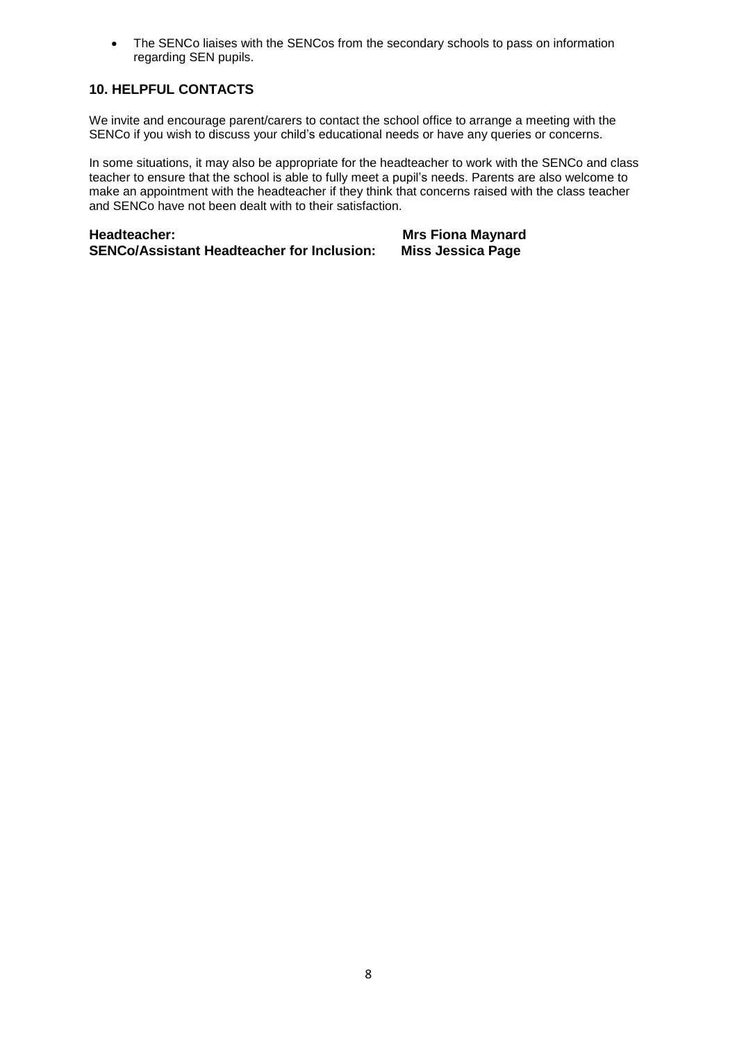- The SENCo liaises with the SENCos from the secondary schools to pass on information regarding SEN pupils.

## 10. HELPFUL CONTACTS

We invite and encourage parent/carers to contact the school office to arrange a meeting with the SENCo if you wish to discuss your child's educational needs or have any queries or concerns.

In some situations, it may also be appropriate for the headteacher to work with the SENCo and class teacher to ensure that the school is able to fully meet a pupil's needs. Parents are also welcome to make an appointment with the headteacher if they think that concerns raised with the class teacher and SENCo have not been dealt with to their satisfaction.

**Headteacher:** **Mrs Fiona Maynard**
**SENCo/Assistant Headteacher for Inclusion:** **Miss Jessica Page**